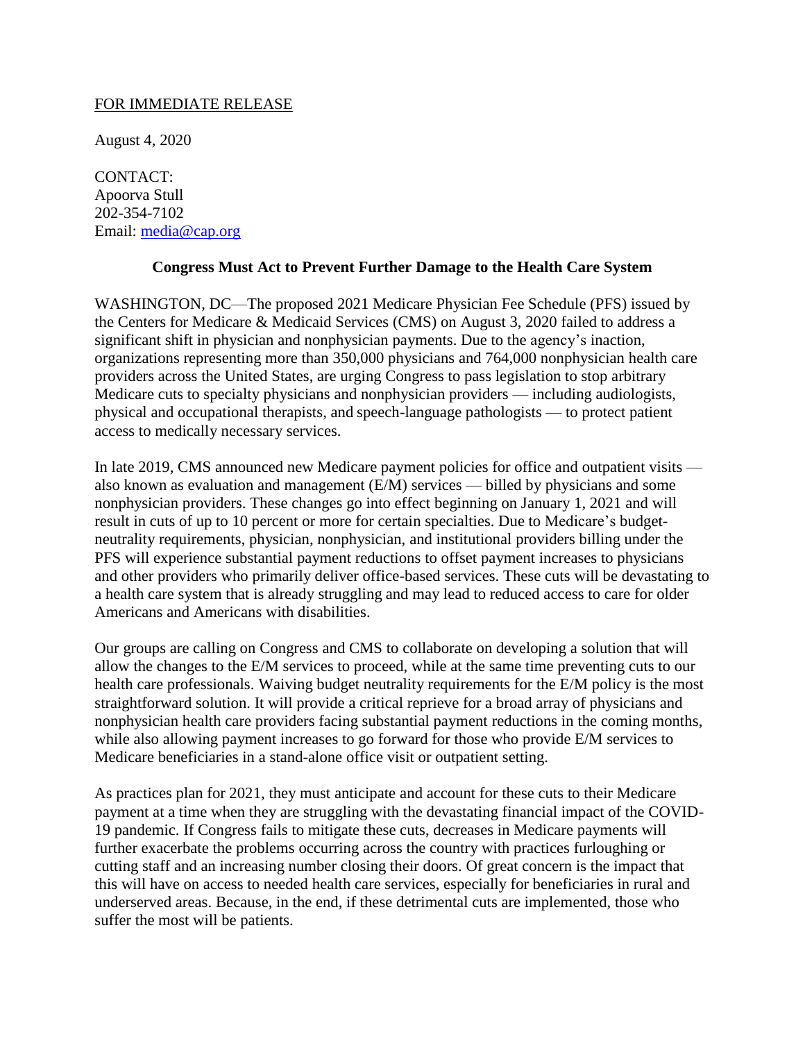FOR IMMEDIATE RELEASE

August 4, 2020

CONTACT:
Apoorva Stull
202-354-7102
Email: [media@cap.org](mailto:media@cap.org)

**Congress Must Act to Prevent Further Damage to the Health Care System**

WASHINGTON, DC—The proposed 2021 Medicare Physician Fee Schedule (PFS) issued by the Centers for Medicare & Medicaid Services (CMS) on August 3, 2020 failed to address a significant shift in physician and nonphysician payments. Due to the agency's inaction, organizations representing more than 350,000 physicians and 764,000 nonphysician health care providers across the United States, are urging Congress to pass legislation to stop arbitrary Medicare cuts to specialty physicians and nonphysician providers — including audiologists, physical and occupational therapists, and speech-language pathologists — to protect patient access to medically necessary services.

In late 2019, CMS announced new Medicare payment policies for office and outpatient visits — also known as evaluation and management (E/M) services — billed by physicians and some nonphysician providers. These changes go into effect beginning on January 1, 2021 and will result in cuts of up to 10 percent or more for certain specialties. Due to Medicare's budget-neutrality requirements, physician, nonphysician, and institutional providers billing under the PFS will experience substantial payment reductions to offset payment increases to physicians and other providers who primarily deliver office-based services. These cuts will be devastating to a health care system that is already struggling and may lead to reduced access to care for older Americans and Americans with disabilities.

Our groups are calling on Congress and CMS to collaborate on developing a solution that will allow the changes to the E/M services to proceed, while at the same time preventing cuts to our health care professionals. Waiving budget neutrality requirements for the E/M policy is the most straightforward solution. It will provide a critical reprieve for a broad array of physicians and nonphysician health care providers facing substantial payment reductions in the coming months, while also allowing payment increases to go forward for those who provide E/M services to Medicare beneficiaries in a stand-alone office visit or outpatient setting.

As practices plan for 2021, they must anticipate and account for these cuts to their Medicare payment at a time when they are struggling with the devastating financial impact of the COVID-19 pandemic. If Congress fails to mitigate these cuts, decreases in Medicare payments will further exacerbate the problems occurring across the country with practices furloughing or cutting staff and an increasing number closing their doors. Of great concern is the impact that this will have on access to needed health care services, especially for beneficiaries in rural and underserved areas. Because, in the end, if these detrimental cuts are implemented, those who suffer the most will be patients.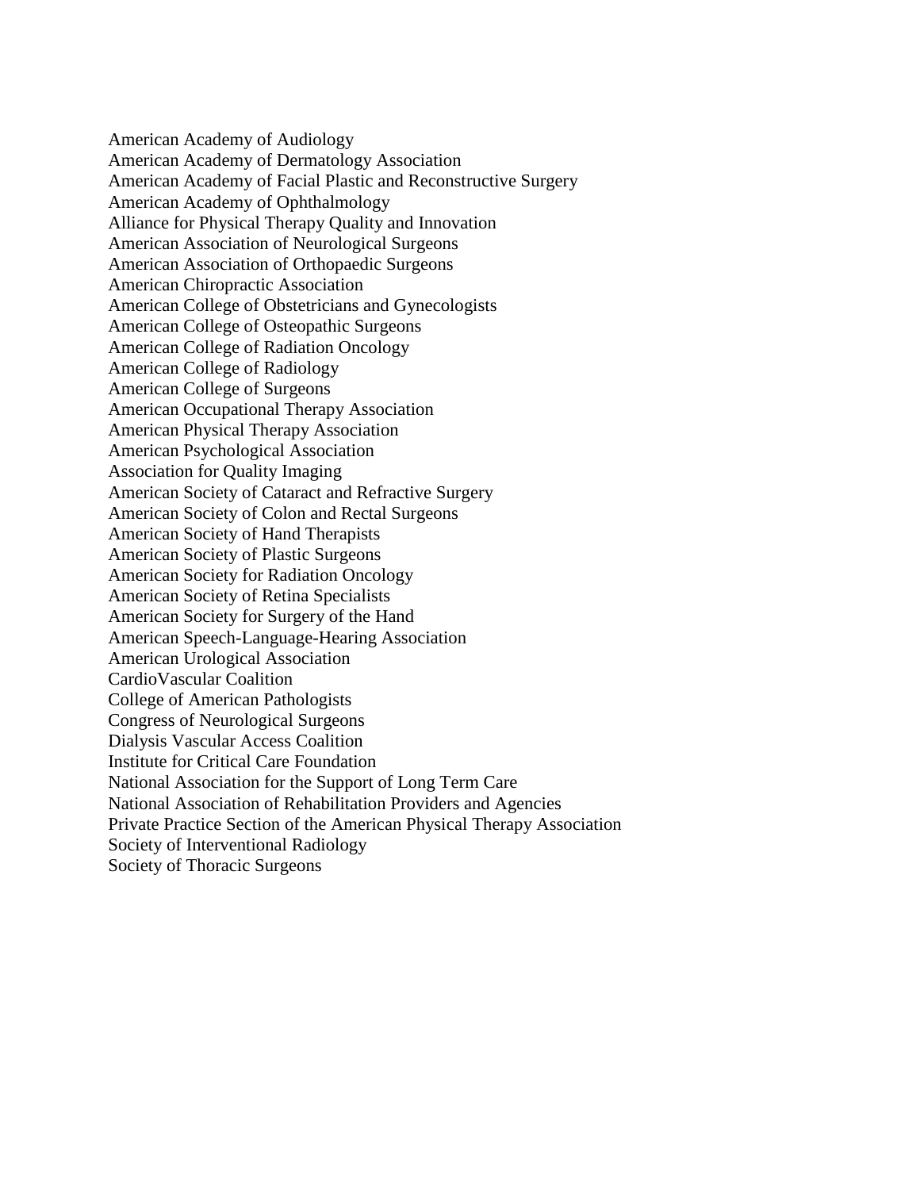American Academy of Audiology
American Academy of Dermatology Association
American Academy of Facial Plastic and Reconstructive Surgery
American Academy of Ophthalmology
Alliance for Physical Therapy Quality and Innovation
American Association of Neurological Surgeons
American Association of Orthopaedic Surgeons
American Chiropractic Association
American College of Obstetricians and Gynecologists
American College of Osteopathic Surgeons
American College of Radiation Oncology
American College of Radiology
American College of Surgeons
American Occupational Therapy Association
American Physical Therapy Association
American Psychological Association
Association for Quality Imaging
American Society of Cataract and Refractive Surgery
American Society of Colon and Rectal Surgeons
American Society of Hand Therapists
American Society of Plastic Surgeons
American Society for Radiation Oncology
American Society of Retina Specialists
American Society for Surgery of the Hand
American Speech-Language-Hearing Association
American Urological Association
CardioVascular Coalition
College of American Pathologists
Congress of Neurological Surgeons
Dialysis Vascular Access Coalition
Institute for Critical Care Foundation
National Association for the Support of Long Term Care
National Association of Rehabilitation Providers and Agencies
Private Practice Section of the American Physical Therapy Association
Society of Interventional Radiology
Society of Thoracic Surgeons